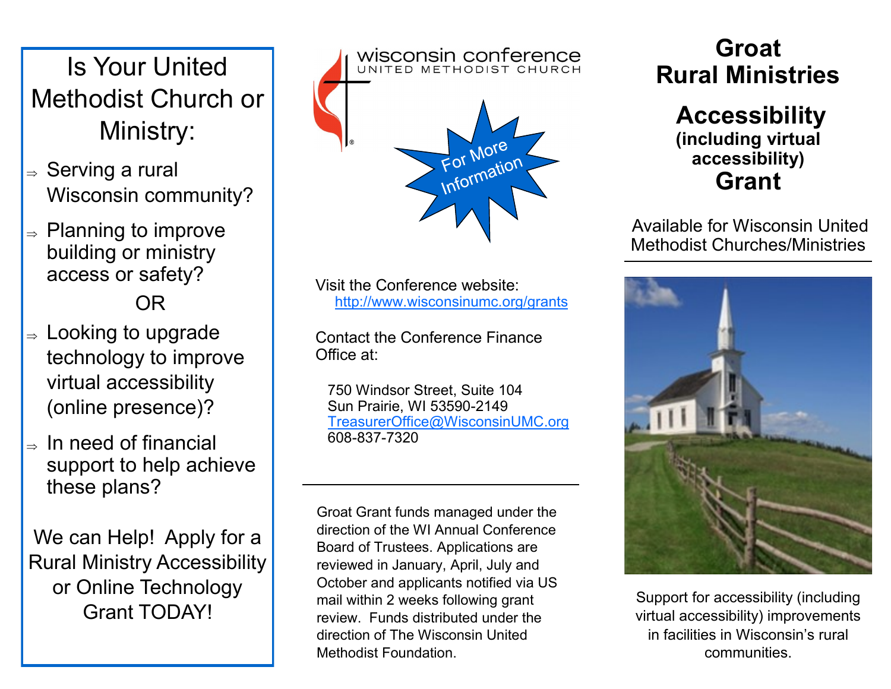# Is Your United Methodist Church or Ministry:

- Serving a rural Wisconsin community?
- Planning to improve building or ministry access or safety?

OR

- Looking to upgrade technology to improve virtual accessibility (online presence)?
- In need of financial support to help achieve these plans?

We can Help! Apply for a Rural Ministry Accessibility or Online Technology Grant TODAY!

wisconsin conference
UNITED METHODIST CHURCH

For More Information

Visit the Conference website: http://www.wisconsinumc.org/grants

Contact the Conference Finance Office at:

750 Windsor Street, Suite 104
Sun Prairie, WI 53590-2149
TreasurerOffice@WisconsinUMC.org
608-837-7320

---

Groat Grant funds managed under the direction of the WI Annual Conference Board of Trustees. Applications are reviewed in January, April, July and October and applicants notified via US mail within 2 weeks following grant review. Funds distributed under the direction of The Wisconsin United Methodist Foundation.

# Groat Rural Ministries

## Accessibility
**(including virtual accessibility)**
## Grant

Available for Wisconsin United Methodist Churches/Ministries

---

Support for accessibility (including virtual accessibility) improvements in facilities in Wisconsin's rural communities.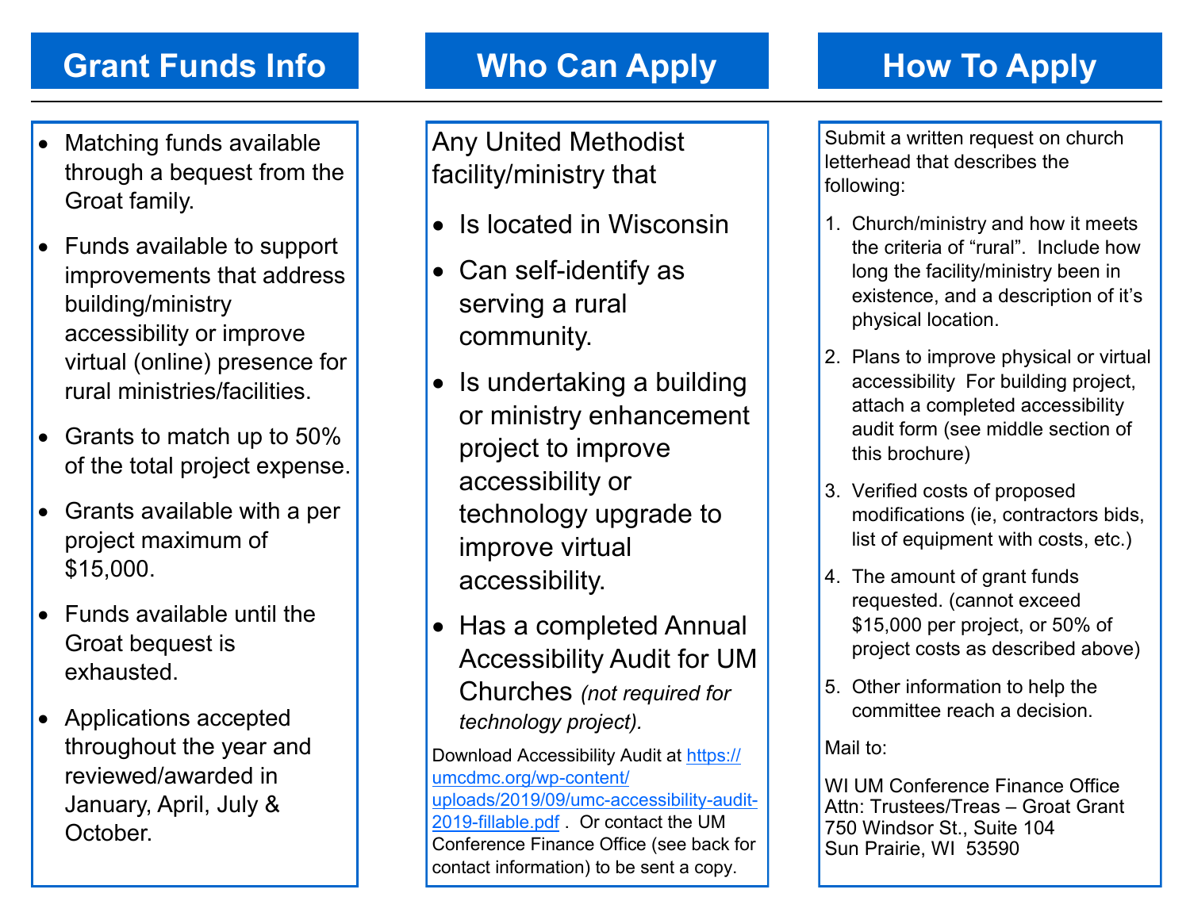## Grant Funds Info

- Matching funds available through a bequest from the Groat family.
- Funds available to support improvements that address building/ministry accessibility or improve virtual (online) presence for rural ministries/facilities.
- Grants to match up to 50% of the total project expense.
- Grants available with a per project maximum of $15,000.
- Funds available until the Groat bequest is exhausted.
- Applications accepted throughout the year and reviewed/awarded in January, April, July & October.

## Who Can Apply

Any United Methodist facility/ministry that

- Is located in Wisconsin
- Can self-identify as serving a rural community.
- Is undertaking a building or ministry enhancement project to improve accessibility or technology upgrade to improve virtual accessibility.
- Has a completed Annual Accessibility Audit for UM Churches *(not required for technology project).*

Download Accessibility Audit at https://umcdmc.org/wp-content/uploads/2019/09/umc-accessibility-audit-2019-fillable.pdf . Or contact the UM Conference Finance Office (see back for contact information) to be sent a copy.

## How To Apply

Submit a written request on church letterhead that describes the following:

1. Church/ministry and how it meets the criteria of "rural". Include how long the facility/ministry been in existence, and a description of it's physical location.
2. Plans to improve physical or virtual accessibility For building project, attach a completed accessibility audit form (see middle section of this brochure)
3. Verified costs of proposed modifications (ie, contractors bids, list of equipment with costs, etc.)
4. The amount of grant funds requested. (cannot exceed $15,000 per project, or 50% of project costs as described above)
5. Other information to help the committee reach a decision.

Mail to:

WI UM Conference Finance Office
Attn: Trustees/Treas – Groat Grant
750 Windsor St., Suite 104
Sun Prairie, WI 53590